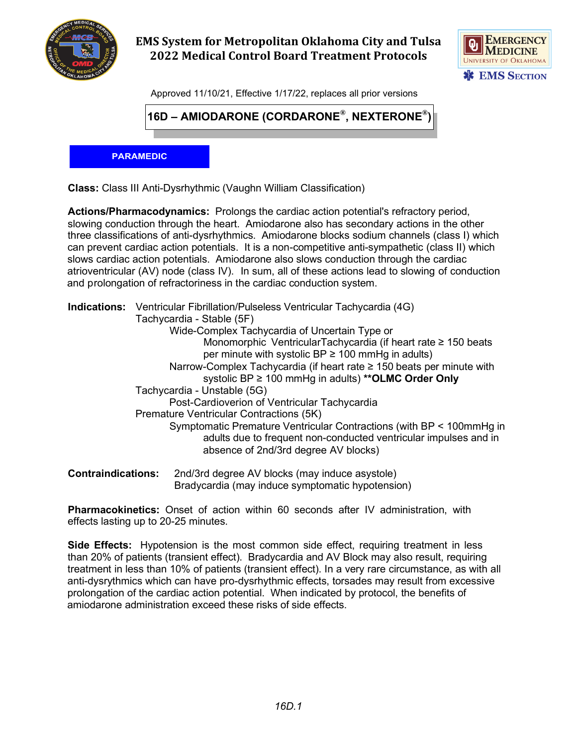# EMS System for Metropolitan Oklahoma City and Tulsa
## 2022 Medical Control Board Treatment Protocols

Approved 11/10/21, Effective 1/17/22, replaces all prior versions

## 16D – AMIODARONE (CORDARONE®, NEXTERONE®)

**PARAMEDIC**

**Class:** Class III Anti-Dysrhythmic (Vaughn William Classification)

**Actions/Pharmacodynamics:** Prolongs the cardiac action potential's refractory period, slowing conduction through the heart. Amiodarone also has secondary actions in the other three classifications of anti-dysrhythmics. Amiodarone blocks sodium channels (class I) which can prevent cardiac action potentials. It is a non-competitive anti-sympathetic (class II) which slows cardiac action potentials. Amiodarone also slows conduction through the cardiac atrioventricular (AV) node (class IV). In sum, all of these actions lead to slowing of conduction and prolongation of refractoriness in the cardiac conduction system.

**Indications:**
- Ventricular Fibrillation/Pulseless Ventricular Tachycardia (4G)
- Tachycardia - Stable (5F)
  - Wide-Complex Tachycardia of Uncertain Type or
    - Monomorphic VentricularTachycardia (if heart rate ≥ 150 beats per minute with systolic BP ≥ 100 mmHg in adults)
  - Narrow-Complex Tachycardia (if heart rate ≥ 150 beats per minute with systolic BP ≥ 100 mmHg in adults) **\*\*OLMC Order Only**
- Tachycardia - Unstable (5G)
  - Post-Cardioverion of Ventricular Tachycardia
- Premature Ventricular Contractions (5K)
  - Symptomatic Premature Ventricular Contractions (with BP < 100mmHg in adults due to frequent non-conducted ventricular impulses and in absence of 2nd/3rd degree AV blocks)

**Contraindications:**
- 2nd/3rd degree AV blocks (may induce asystole)
- Bradycardia (may induce symptomatic hypotension)

**Pharmacokinetics:** Onset of action within 60 seconds after IV administration, with effects lasting up to 20-25 minutes.

**Side Effects:** Hypotension is the most common side effect, requiring treatment in less than 20% of patients (transient effect). Bradycardia and AV Block may also result, requiring treatment in less than 10% of patients (transient effect). In a very rare circumstance, as with all anti-dysrythmics which can have pro-dysrhythmic effects, torsades may result from excessive prolongation of the cardiac action potential. When indicated by protocol, the benefits of amiodarone administration exceed these risks of side effects.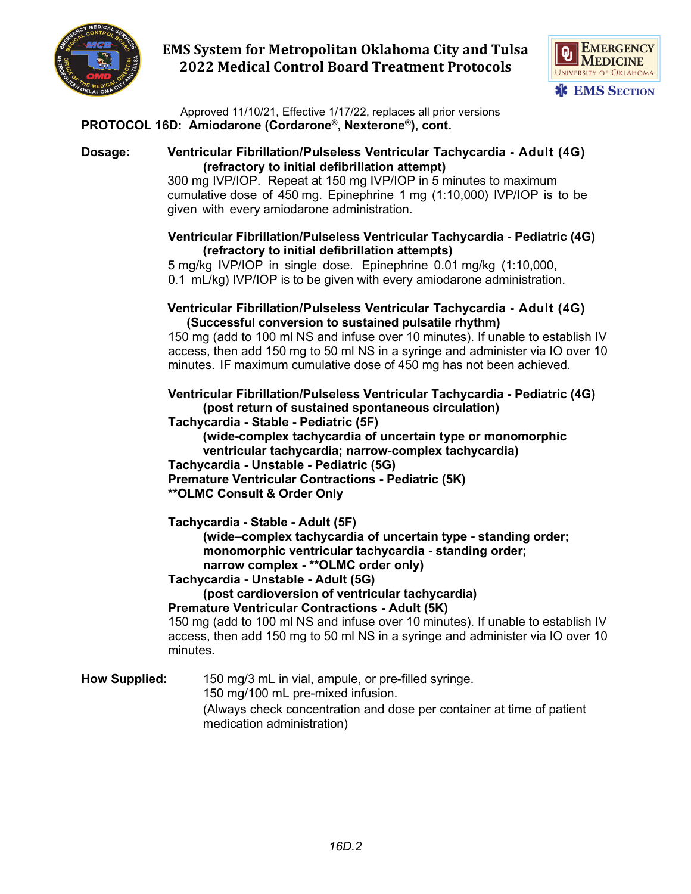Approved 11/10/21, Effective 1/17/22, replaces all prior versions

**PROTOCOL 16D: Amiodarone (Cordarone®, Nexterone®), cont.**

**Dosage:**

**Ventricular Fibrillation/Pulseless Ventricular Tachycardia - Adult (4G)**
**(refractory to initial defibrillation attempt)**
300 mg IVP/IOP. Repeat at 150 mg IVP/IOP in 5 minutes to maximum cumulative dose of 450 mg. Epinephrine 1 mg (1:10,000) IVP/IOP is to be given with every amiodarone administration.

**Ventricular Fibrillation/Pulseless Ventricular Tachycardia - Pediatric (4G)**
**(refractory to initial defibrillation attempts)**
5 mg/kg IVP/IOP in single dose. Epinephrine 0.01 mg/kg (1:10,000, 0.1 mL/kg) IVP/IOP is to be given with every amiodarone administration.

**Ventricular Fibrillation/Pulseless Ventricular Tachycardia - Adult (4G)**
**(Successful conversion to sustained pulsatile rhythm)**
150 mg (add to 100 ml NS and infuse over 10 minutes). If unable to establish IV access, then add 150 mg to 50 ml NS in a syringe and administer via IO over 10 minutes. IF maximum cumulative dose of 450 mg has not been achieved.

**Ventricular Fibrillation/Pulseless Ventricular Tachycardia - Pediatric (4G)**
**(post return of sustained spontaneous circulation)**
**Tachycardia - Stable - Pediatric (5F)**
**(wide-complex tachycardia of uncertain type or monomorphic ventricular tachycardia; narrow-complex tachycardia)**
**Tachycardia - Unstable - Pediatric (5G)**
**Premature Ventricular Contractions - Pediatric (5K)**
**\*\*OLMC Consult & Order Only**

**Tachycardia - Stable - Adult (5F)**
**(wide–complex tachycardia of uncertain type - standing order; monomorphic ventricular tachycardia - standing order; narrow complex - \*\*OLMC order only)**
**Tachycardia - Unstable - Adult (5G)**
**(post cardioversion of ventricular tachycardia)**
**Premature Ventricular Contractions - Adult (5K)**
150 mg (add to 100 ml NS and infuse over 10 minutes). If unable to establish IV access, then add 150 mg to 50 ml NS in a syringe and administer via IO over 10 minutes.

**How Supplied:**
150 mg/3 mL in vial, ampule, or pre-filled syringe.
150 mg/100 mL pre-mixed infusion.
(Always check concentration and dose per container at time of patient medication administration)